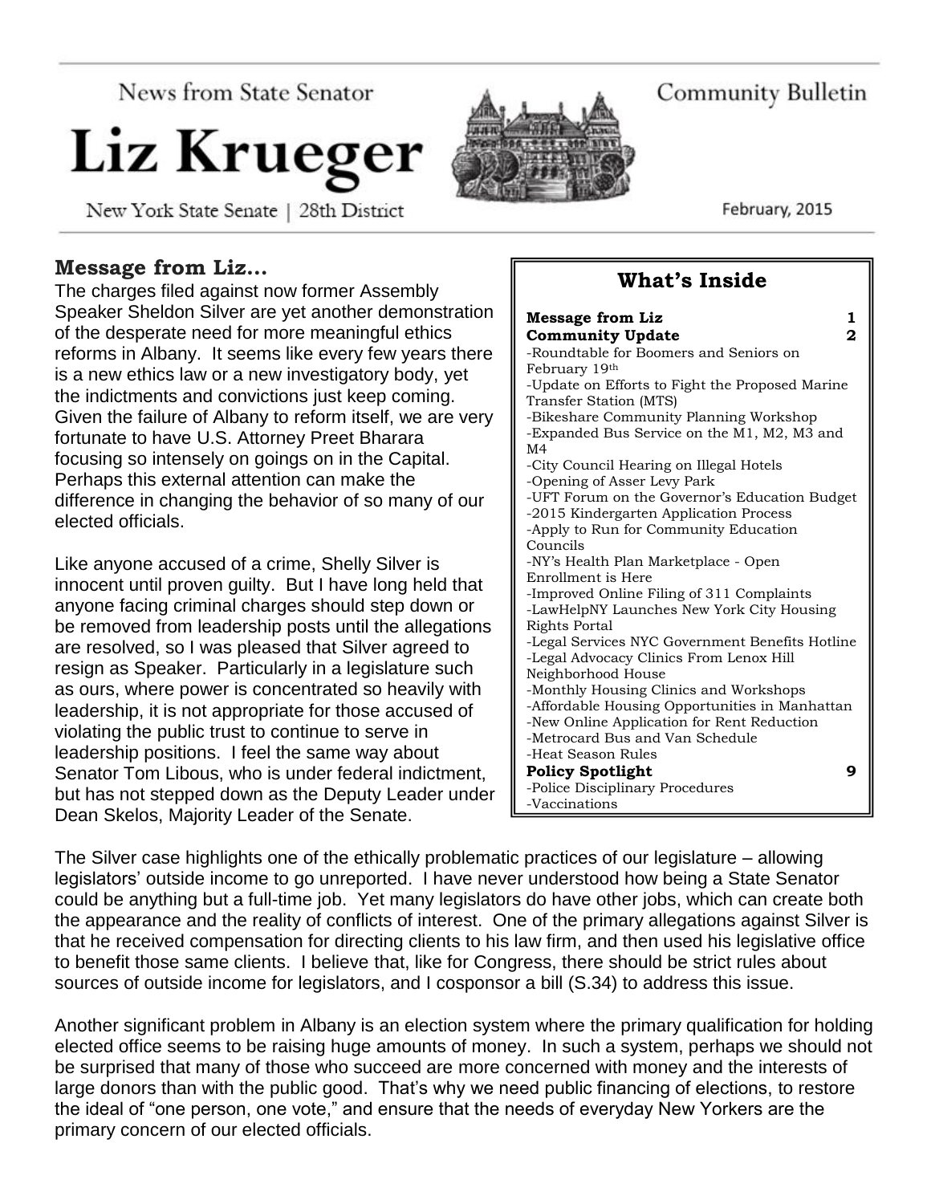News from State Senator

# Liz Krueger

New York State Senate | 28th District

Community Bulletin

February, 2015

## Message from Liz...

The charges filed against now former Assembly Speaker Sheldon Silver are yet another demonstration of the desperate need for more meaningful ethics reforms in Albany. It seems like every few years there is a new ethics law or a new investigatory body, yet the indictments and convictions just keep coming. Given the failure of Albany to reform itself, we are very fortunate to have U.S. Attorney Preet Bharara focusing so intensely on goings on in the Capital. Perhaps this external attention can make the difference in changing the behavior of so many of our elected officials.

Like anyone accused of a crime, Shelly Silver is innocent until proven guilty. But I have long held that anyone facing criminal charges should step down or be removed from leadership posts until the allegations are resolved, so I was pleased that Silver agreed to resign as Speaker. Particularly in a legislature such as ours, where power is concentrated so heavily with leadership, it is not appropriate for those accused of violating the public trust to continue to serve in leadership positions. I feel the same way about Senator Tom Libous, who is under federal indictment, but has not stepped down as the Deputy Leader under Dean Skelos, Majority Leader of the Senate.

### What's Inside

**Message from Liz** 1
**Community Update** 2
- Roundtable for Boomers and Seniors on February 19th
- Update on Efforts to Fight the Proposed Marine Transfer Station (MTS)
- Bikeshare Community Planning Workshop
- Expanded Bus Service on the M1, M2, M3 and M4
- City Council Hearing on Illegal Hotels
- Opening of Asser Levy Park
- UFT Forum on the Governor's Education Budget
- 2015 Kindergarten Application Process
- Apply to Run for Community Education Councils
- NY's Health Plan Marketplace - Open Enrollment is Here
- Improved Online Filing of 311 Complaints
- LawHelpNY Launches New York City Housing Rights Portal
- Legal Services NYC Government Benefits Hotline
- Legal Advocacy Clinics From Lenox Hill Neighborhood House
- Monthly Housing Clinics and Workshops
- Affordable Housing Opportunities in Manhattan
- New Online Application for Rent Reduction
- Metrocard Bus and Van Schedule
- Heat Season Rules

**Policy Spotlight** 9
- Police Disciplinary Procedures
- Vaccinations

The Silver case highlights one of the ethically problematic practices of our legislature – allowing legislators' outside income to go unreported. I have never understood how being a State Senator could be anything but a full-time job. Yet many legislators do have other jobs, which can create both the appearance and the reality of conflicts of interest. One of the primary allegations against Silver is that he received compensation for directing clients to his law firm, and then used his legislative office to benefit those same clients. I believe that, like for Congress, there should be strict rules about sources of outside income for legislators, and I cosponsor a bill (S.34) to address this issue.

Another significant problem in Albany is an election system where the primary qualification for holding elected office seems to be raising huge amounts of money. In such a system, perhaps we should not be surprised that many of those who succeed are more concerned with money and the interests of large donors than with the public good. That's why we need public financing of elections, to restore the ideal of "one person, one vote," and ensure that the needs of everyday New Yorkers are the primary concern of our elected officials.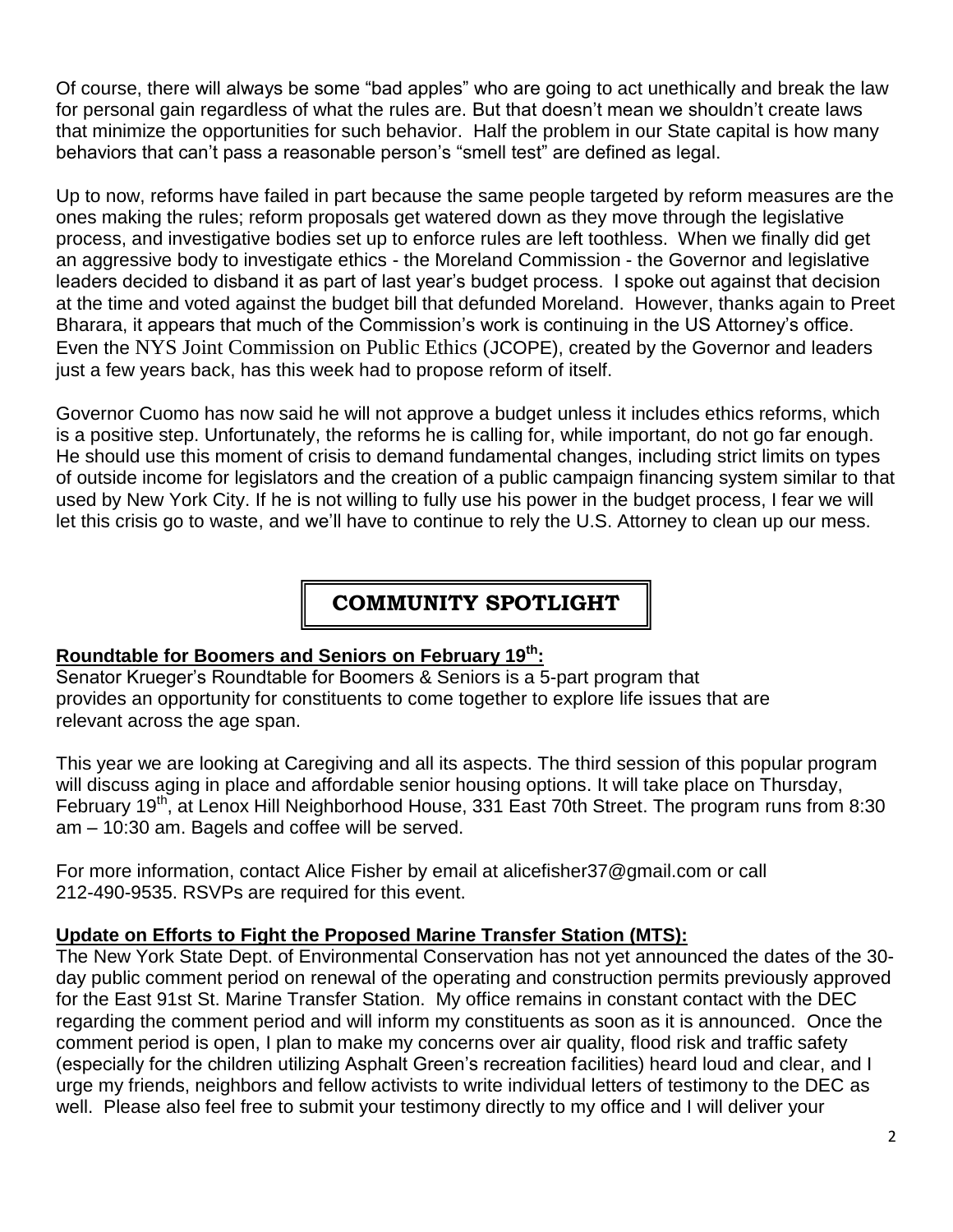Of course, there will always be some "bad apples" who are going to act unethically and break the law for personal gain regardless of what the rules are. But that doesn't mean we shouldn't create laws that minimize the opportunities for such behavior. Half the problem in our State capital is how many behaviors that can't pass a reasonable person's "smell test" are defined as legal.

Up to now, reforms have failed in part because the same people targeted by reform measures are the ones making the rules; reform proposals get watered down as they move through the legislative process, and investigative bodies set up to enforce rules are left toothless. When we finally did get an aggressive body to investigate ethics - the Moreland Commission - the Governor and legislative leaders decided to disband it as part of last year's budget process. I spoke out against that decision at the time and voted against the budget bill that defunded Moreland. However, thanks again to Preet Bharara, it appears that much of the Commission's work is continuing in the US Attorney's office. Even the NYS Joint Commission on Public Ethics (JCOPE), created by the Governor and leaders just a few years back, has this week had to propose reform of itself.

Governor Cuomo has now said he will not approve a budget unless it includes ethics reforms, which is a positive step. Unfortunately, the reforms he is calling for, while important, do not go far enough. He should use this moment of crisis to demand fundamental changes, including strict limits on types of outside income for legislators and the creation of a public campaign financing system similar to that used by New York City. If he is not willing to fully use his power in the budget process, I fear we will let this crisis go to waste, and we'll have to continue to rely the U.S. Attorney to clean up our mess.

## COMMUNITY SPOTLIGHT

**Roundtable for Boomers and Seniors on February 19th:**

Senator Krueger's Roundtable for Boomers & Seniors is a 5-part program that provides an opportunity for constituents to come together to explore life issues that are relevant across the age span.

This year we are looking at Caregiving and all its aspects. The third session of this popular program will discuss aging in place and affordable senior housing options. It will take place on Thursday, February 19th, at Lenox Hill Neighborhood House, 331 East 70th Street. The program runs from 8:30 am – 10:30 am. Bagels and coffee will be served.

For more information, contact Alice Fisher by email at alicefisher37@gmail.com or call 212-490-9535. RSVPs are required for this event.

**Update on Efforts to Fight the Proposed Marine Transfer Station (MTS):**

The New York State Dept. of Environmental Conservation has not yet announced the dates of the 30-day public comment period on renewal of the operating and construction permits previously approved for the East 91st St. Marine Transfer Station. My office remains in constant contact with the DEC regarding the comment period and will inform my constituents as soon as it is announced. Once the comment period is open, I plan to make my concerns over air quality, flood risk and traffic safety (especially for the children utilizing Asphalt Green's recreation facilities) heard loud and clear, and I urge my friends, neighbors and fellow activists to write individual letters of testimony to the DEC as well. Please also feel free to submit your testimony directly to my office and I will deliver your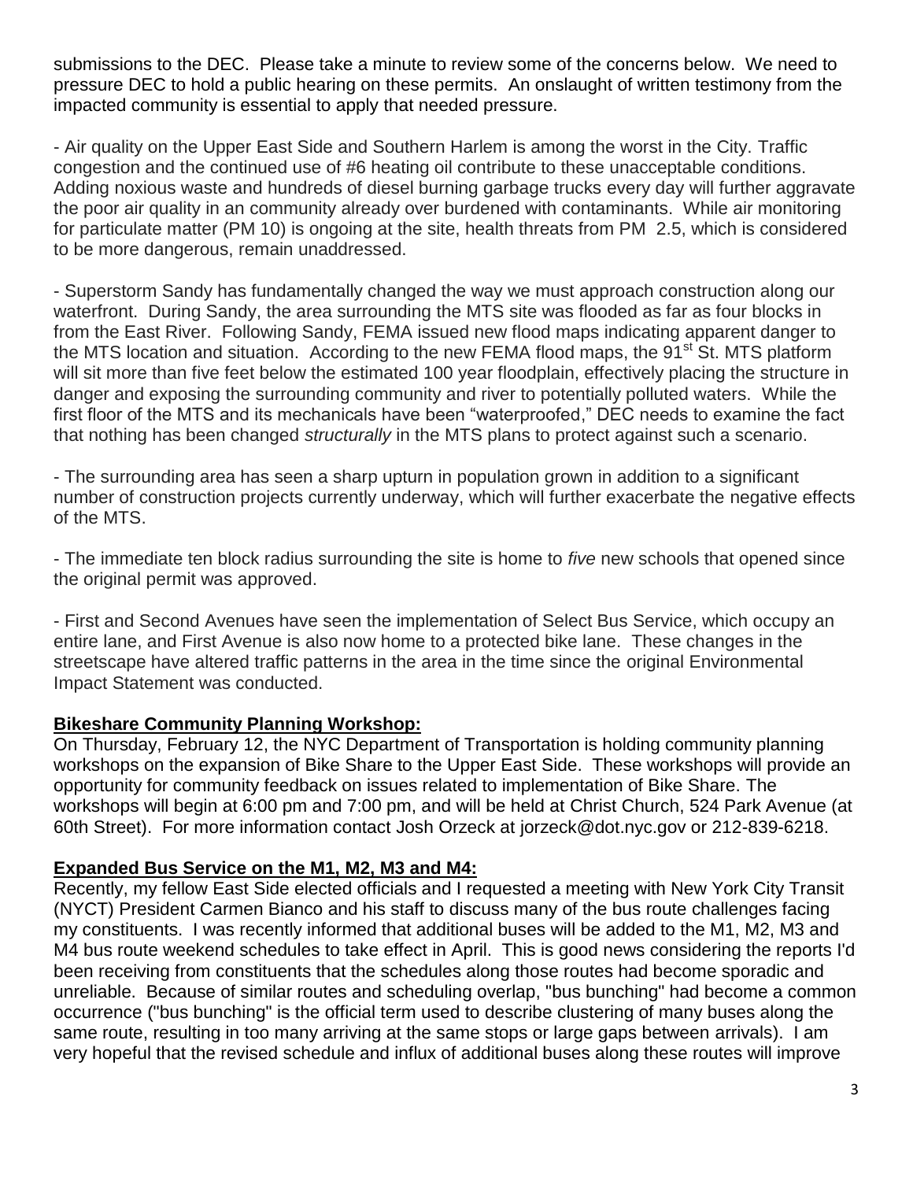submissions to the DEC. Please take a minute to review some of the concerns below. We need to pressure DEC to hold a public hearing on these permits. An onslaught of written testimony from the impacted community is essential to apply that needed pressure.

- Air quality on the Upper East Side and Southern Harlem is among the worst in the City. Traffic congestion and the continued use of #6 heating oil contribute to these unacceptable conditions. Adding noxious waste and hundreds of diesel burning garbage trucks every day will further aggravate the poor air quality in an community already over burdened with contaminants. While air monitoring for particulate matter (PM 10) is ongoing at the site, health threats from PM 2.5, which is considered to be more dangerous, remain unaddressed.

- Superstorm Sandy has fundamentally changed the way we must approach construction along our waterfront. During Sandy, the area surrounding the MTS site was flooded as far as four blocks in from the East River. Following Sandy, FEMA issued new flood maps indicating apparent danger to the MTS location and situation. According to the new FEMA flood maps, the 91st St. MTS platform will sit more than five feet below the estimated 100 year floodplain, effectively placing the structure in danger and exposing the surrounding community and river to potentially polluted waters. While the first floor of the MTS and its mechanicals have been "waterproofed," DEC needs to examine the fact that nothing has been changed *structurally* in the MTS plans to protect against such a scenario.

- The surrounding area has seen a sharp upturn in population grown in addition to a significant number of construction projects currently underway, which will further exacerbate the negative effects of the MTS.

- The immediate ten block radius surrounding the site is home to *five* new schools that opened since the original permit was approved.

- First and Second Avenues have seen the implementation of Select Bus Service, which occupy an entire lane, and First Avenue is also now home to a protected bike lane. These changes in the streetscape have altered traffic patterns in the area in the time since the original Environmental Impact Statement was conducted.

**Bikeshare Community Planning Workshop:**

On Thursday, February 12, the NYC Department of Transportation is holding community planning workshops on the expansion of Bike Share to the Upper East Side. These workshops will provide an opportunity for community feedback on issues related to implementation of Bike Share. The workshops will begin at 6:00 pm and 7:00 pm, and will be held at Christ Church, 524 Park Avenue (at 60th Street). For more information contact Josh Orzeck at jorzeck@dot.nyc.gov or 212-839-6218.

**Expanded Bus Service on the M1, M2, M3 and M4:**

Recently, my fellow East Side elected officials and I requested a meeting with New York City Transit (NYCT) President Carmen Bianco and his staff to discuss many of the bus route challenges facing my constituents. I was recently informed that additional buses will be added to the M1, M2, M3 and M4 bus route weekend schedules to take effect in April. This is good news considering the reports I'd been receiving from constituents that the schedules along those routes had become sporadic and unreliable. Because of similar routes and scheduling overlap, "bus bunching" had become a common occurrence ("bus bunching" is the official term used to describe clustering of many buses along the same route, resulting in too many arriving at the same stops or large gaps between arrivals). I am very hopeful that the revised schedule and influx of additional buses along these routes will improve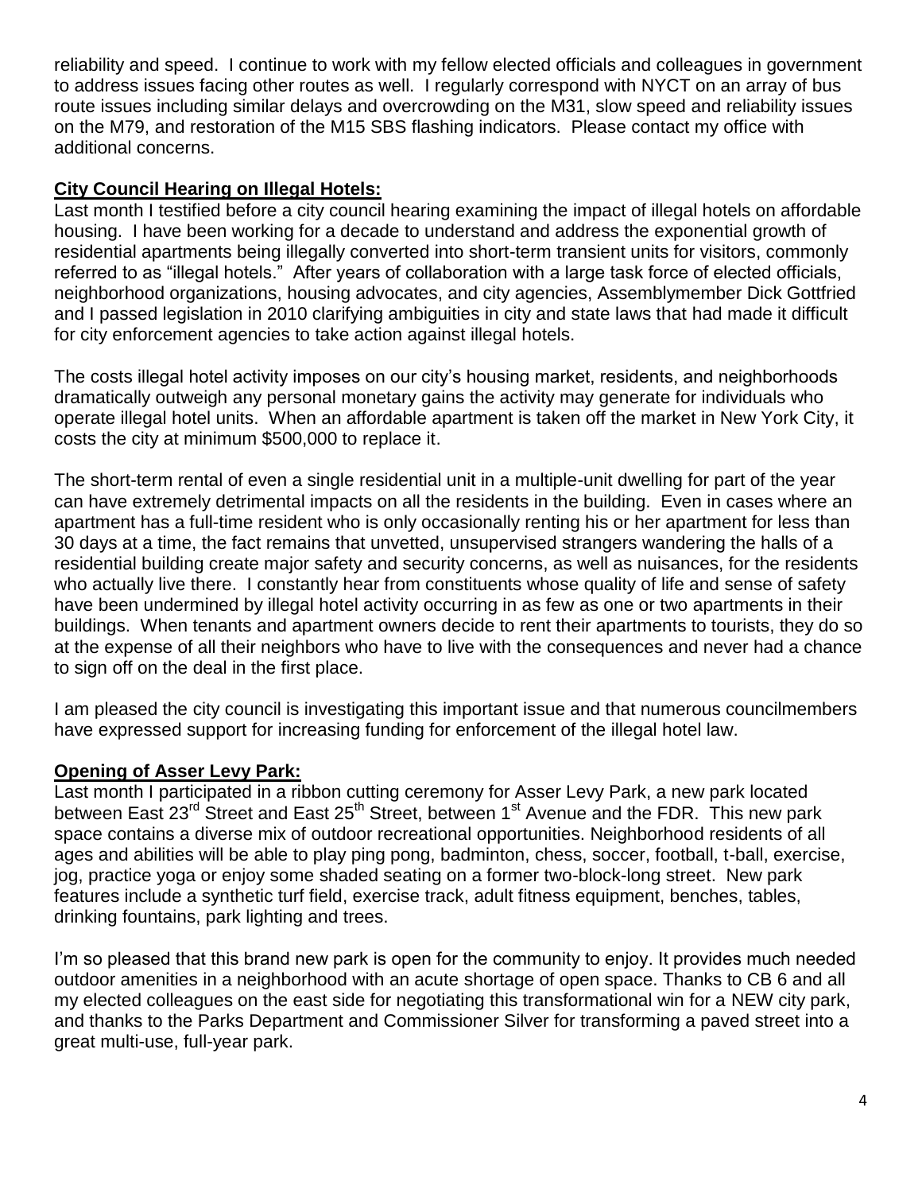reliability and speed. I continue to work with my fellow elected officials and colleagues in government to address issues facing other routes as well. I regularly correspond with NYCT on an array of bus route issues including similar delays and overcrowding on the M31, slow speed and reliability issues on the M79, and restoration of the M15 SBS flashing indicators. Please contact my office with additional concerns.

**City Council Hearing on Illegal Hotels:**

Last month I testified before a city council hearing examining the impact of illegal hotels on affordable housing. I have been working for a decade to understand and address the exponential growth of residential apartments being illegally converted into short-term transient units for visitors, commonly referred to as "illegal hotels." After years of collaboration with a large task force of elected officials, neighborhood organizations, housing advocates, and city agencies, Assemblymember Dick Gottfried and I passed legislation in 2010 clarifying ambiguities in city and state laws that had made it difficult for city enforcement agencies to take action against illegal hotels.

The costs illegal hotel activity imposes on our city's housing market, residents, and neighborhoods dramatically outweigh any personal monetary gains the activity may generate for individuals who operate illegal hotel units. When an affordable apartment is taken off the market in New York City, it costs the city at minimum $500,000 to replace it.

The short-term rental of even a single residential unit in a multiple-unit dwelling for part of the year can have extremely detrimental impacts on all the residents in the building. Even in cases where an apartment has a full-time resident who is only occasionally renting his or her apartment for less than 30 days at a time, the fact remains that unvetted, unsupervised strangers wandering the halls of a residential building create major safety and security concerns, as well as nuisances, for the residents who actually live there. I constantly hear from constituents whose quality of life and sense of safety have been undermined by illegal hotel activity occurring in as few as one or two apartments in their buildings. When tenants and apartment owners decide to rent their apartments to tourists, they do so at the expense of all their neighbors who have to live with the consequences and never had a chance to sign off on the deal in the first place.

I am pleased the city council is investigating this important issue and that numerous councilmembers have expressed support for increasing funding for enforcement of the illegal hotel law.

**Opening of Asser Levy Park:**

Last month I participated in a ribbon cutting ceremony for Asser Levy Park, a new park located between East 23rd Street and East 25th Street, between 1st Avenue and the FDR. This new park space contains a diverse mix of outdoor recreational opportunities. Neighborhood residents of all ages and abilities will be able to play ping pong, badminton, chess, soccer, football, t-ball, exercise, jog, practice yoga or enjoy some shaded seating on a former two-block-long street. New park features include a synthetic turf field, exercise track, adult fitness equipment, benches, tables, drinking fountains, park lighting and trees.

I'm so pleased that this brand new park is open for the community to enjoy. It provides much needed outdoor amenities in a neighborhood with an acute shortage of open space. Thanks to CB 6 and all my elected colleagues on the east side for negotiating this transformational win for a NEW city park, and thanks to the Parks Department and Commissioner Silver for transforming a paved street into a great multi-use, full-year park.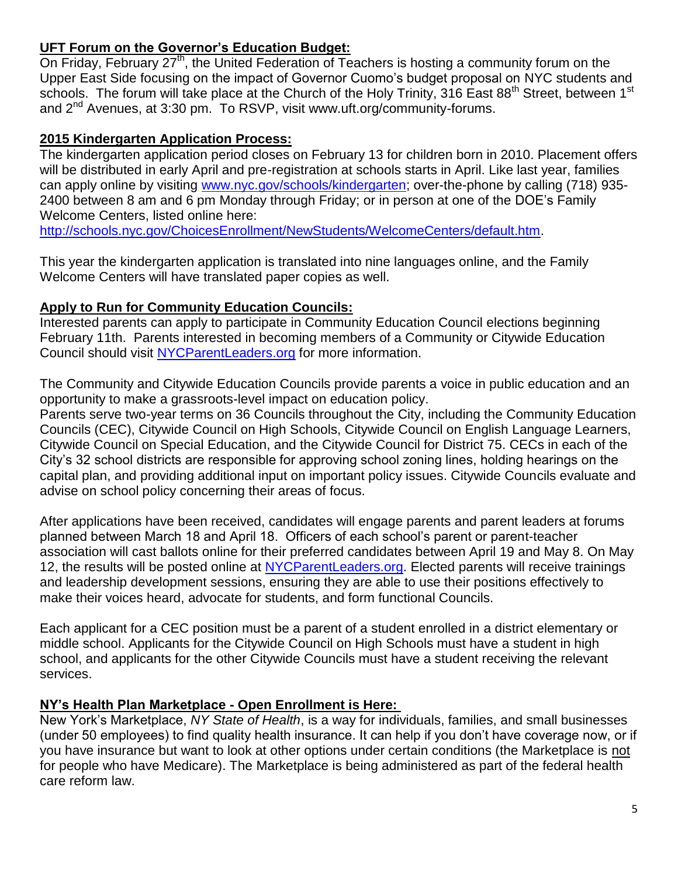## **UFT Forum on the Governor's Education Budget:**

On Friday, February 27th, the United Federation of Teachers is hosting a community forum on the Upper East Side focusing on the impact of Governor Cuomo's budget proposal on NYC students and schools. The forum will take place at the Church of the Holy Trinity, 316 East 88th Street, between 1st and 2nd Avenues, at 3:30 pm. To RSVP, visit www.uft.org/community-forums.

## **2015 Kindergarten Application Process:**

The kindergarten application period closes on February 13 for children born in 2010. Placement offers will be distributed in early April and pre-registration at schools starts in April. Like last year, families can apply online by visiting www.nyc.gov/schools/kindergarten; over-the-phone by calling (718) 935-2400 between 8 am and 6 pm Monday through Friday; or in person at one of the DOE's Family Welcome Centers, listed online here: http://schools.nyc.gov/ChoicesEnrollment/NewStudents/WelcomeCenters/default.htm.

This year the kindergarten application is translated into nine languages online, and the Family Welcome Centers will have translated paper copies as well.

## **Apply to Run for Community Education Councils:**

Interested parents can apply to participate in Community Education Council elections beginning February 11th. Parents interested in becoming members of a Community or Citywide Education Council should visit NYCParentLeaders.org for more information.

The Community and Citywide Education Councils provide parents a voice in public education and an opportunity to make a grassroots-level impact on education policy.
Parents serve two-year terms on 36 Councils throughout the City, including the Community Education Councils (CEC), Citywide Council on High Schools, Citywide Council on English Language Learners, Citywide Council on Special Education, and the Citywide Council for District 75. CECs in each of the City's 32 school districts are responsible for approving school zoning lines, holding hearings on the capital plan, and providing additional input on important policy issues. Citywide Councils evaluate and advise on school policy concerning their areas of focus.

After applications have been received, candidates will engage parents and parent leaders at forums planned between March 18 and April 18. Officers of each school's parent or parent-teacher association will cast ballots online for their preferred candidates between April 19 and May 8. On May 12, the results will be posted online at NYCParentLeaders.org. Elected parents will receive trainings and leadership development sessions, ensuring they are able to use their positions effectively to make their voices heard, advocate for students, and form functional Councils.

Each applicant for a CEC position must be a parent of a student enrolled in a district elementary or middle school. Applicants for the Citywide Council on High Schools must have a student in high school, and applicants for the other Citywide Councils must have a student receiving the relevant services.

## **NY's Health Plan Marketplace - Open Enrollment is Here:**

New York's Marketplace, *NY State of Health*, is a way for individuals, families, and small businesses (under 50 employees) to find quality health insurance. It can help if you don't have coverage now, or if you have insurance but want to look at other options under certain conditions (the Marketplace is not for people who have Medicare). The Marketplace is being administered as part of the federal health care reform law.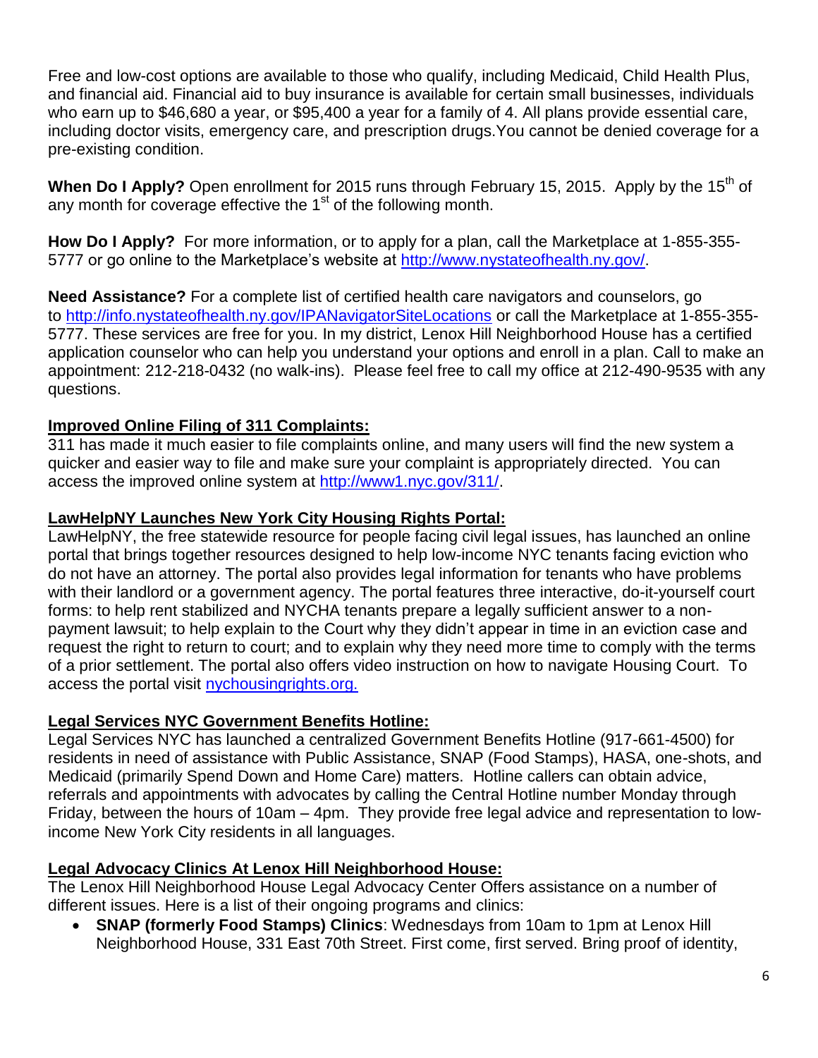Free and low-cost options are available to those who qualify, including Medicaid, Child Health Plus, and financial aid. Financial aid to buy insurance is available for certain small businesses, individuals who earn up to $46,680 a year, or $95,400 a year for a family of 4. All plans provide essential care, including doctor visits, emergency care, and prescription drugs.You cannot be denied coverage for a pre-existing condition.

**When Do I Apply?** Open enrollment for 2015 runs through February 15, 2015. Apply by the 15th of any month for coverage effective the 1st of the following month.

**How Do I Apply?** For more information, or to apply for a plan, call the Marketplace at 1-855-355-5777 or go online to the Marketplace's website at http://www.nystateofhealth.ny.gov/.

**Need Assistance?** For a complete list of certified health care navigators and counselors, go to http://info.nystateofhealth.ny.gov/IPANavigatorSiteLocations or call the Marketplace at 1-855-355-5777. These services are free for you. In my district, Lenox Hill Neighborhood House has a certified application counselor who can help you understand your options and enroll in a plan. Call to make an appointment: 212-218-0432 (no walk-ins). Please feel free to call my office at 212-490-9535 with any questions.

**Improved Online Filing of 311 Complaints:**

311 has made it much easier to file complaints online, and many users will find the new system a quicker and easier way to file and make sure your complaint is appropriately directed. You can access the improved online system at http://www1.nyc.gov/311/.

**LawHelpNY Launches New York City Housing Rights Portal:**

LawHelpNY, the free statewide resource for people facing civil legal issues, has launched an online portal that brings together resources designed to help low-income NYC tenants facing eviction who do not have an attorney. The portal also provides legal information for tenants who have problems with their landlord or a government agency. The portal features three interactive, do-it-yourself court forms: to help rent stabilized and NYCHA tenants prepare a legally sufficient answer to a non-payment lawsuit; to help explain to the Court why they didn't appear in time in an eviction case and request the right to return to court; and to explain why they need more time to comply with the terms of a prior settlement. The portal also offers video instruction on how to navigate Housing Court. To access the portal visit nychousingrights.org.

**Legal Services NYC Government Benefits Hotline:**

Legal Services NYC has launched a centralized Government Benefits Hotline (917-661-4500) for residents in need of assistance with Public Assistance, SNAP (Food Stamps), HASA, one-shots, and Medicaid (primarily Spend Down and Home Care) matters. Hotline callers can obtain advice, referrals and appointments with advocates by calling the Central Hotline number Monday through Friday, between the hours of 10am – 4pm. They provide free legal advice and representation to low-income New York City residents in all languages.

**Legal Advocacy Clinics At Lenox Hill Neighborhood House:**

The Lenox Hill Neighborhood House Legal Advocacy Center Offers assistance on a number of different issues. Here is a list of their ongoing programs and clinics:

- **SNAP (formerly Food Stamps) Clinics**: Wednesdays from 10am to 1pm at Lenox Hill Neighborhood House, 331 East 70th Street. First come, first served. Bring proof of identity,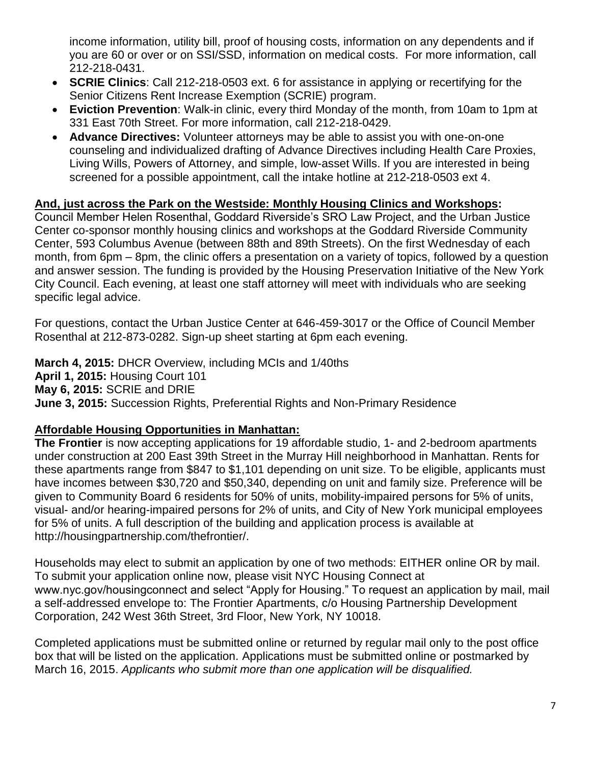income information, utility bill, proof of housing costs, information on any dependents and if you are 60 or over or on SSI/SSD, information on medical costs. For more information, call 212-218-0431.

- **SCRIE Clinics**: Call 212-218-0503 ext. 6 for assistance in applying or recertifying for the Senior Citizens Rent Increase Exemption (SCRIE) program.
- **Eviction Prevention**: Walk-in clinic, every third Monday of the month, from 10am to 1pm at 331 East 70th Street. For more information, call 212-218-0429.
- **Advance Directives:** Volunteer attorneys may be able to assist you with one-on-one counseling and individualized drafting of Advance Directives including Health Care Proxies, Living Wills, Powers of Attorney, and simple, low-asset Wills. If you are interested in being screened for a possible appointment, call the intake hotline at 212-218-0503 ext 4.

**And, just across the Park on the Westside: Monthly Housing Clinics and Workshops:**

Council Member Helen Rosenthal, Goddard Riverside's SRO Law Project, and the Urban Justice Center co-sponsor monthly housing clinics and workshops at the Goddard Riverside Community Center, 593 Columbus Avenue (between 88th and 89th Streets). On the first Wednesday of each month, from 6pm – 8pm, the clinic offers a presentation on a variety of topics, followed by a question and answer session. The funding is provided by the Housing Preservation Initiative of the New York City Council. Each evening, at least one staff attorney will meet with individuals who are seeking specific legal advice.

For questions, contact the Urban Justice Center at 646-459-3017 or the Office of Council Member Rosenthal at 212-873-0282. Sign-up sheet starting at 6pm each evening.

**March 4, 2015:** DHCR Overview, including MCIs and 1/40ths
**April 1, 2015:** Housing Court 101
**May 6, 2015:** SCRIE and DRIE
**June 3, 2015:** Succession Rights, Preferential Rights and Non-Primary Residence

**Affordable Housing Opportunities in Manhattan:**

**The Frontier** is now accepting applications for 19 affordable studio, 1- and 2-bedroom apartments under construction at 200 East 39th Street in the Murray Hill neighborhood in Manhattan. Rents for these apartments range from $847 to $1,101 depending on unit size. To be eligible, applicants must have incomes between $30,720 and $50,340, depending on unit and family size. Preference will be given to Community Board 6 residents for 50% of units, mobility-impaired persons for 5% of units, visual- and/or hearing-impaired persons for 2% of units, and City of New York municipal employees for 5% of units. A full description of the building and application process is available at http://housingpartnership.com/thefrontier/.

Households may elect to submit an application by one of two methods: EITHER online OR by mail. To submit your application online now, please visit NYC Housing Connect at www.nyc.gov/housingconnect and select "Apply for Housing." To request an application by mail, mail a self-addressed envelope to: The Frontier Apartments, c/o Housing Partnership Development Corporation, 242 West 36th Street, 3rd Floor, New York, NY 10018.

Completed applications must be submitted online or returned by regular mail only to the post office box that will be listed on the application. Applications must be submitted online or postmarked by March 16, 2015. *Applicants who submit more than one application will be disqualified.*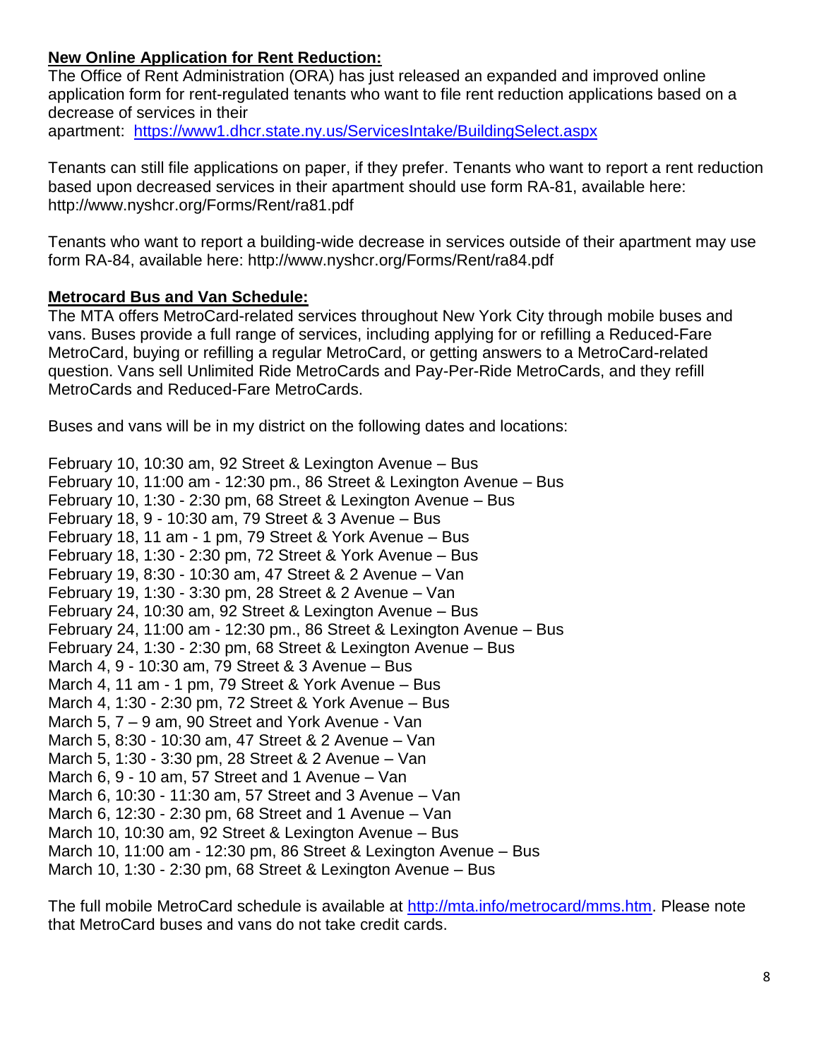**New Online Application for Rent Reduction:**

The Office of Rent Administration (ORA) has just released an expanded and improved online application form for rent-regulated tenants who want to file rent reduction applications based on a decrease of services in their apartment: https://www1.dhcr.state.ny.us/ServicesIntake/BuildingSelect.aspx

Tenants can still file applications on paper, if they prefer. Tenants who want to report a rent reduction based upon decreased services in their apartment should use form RA-81, available here: http://www.nyshcr.org/Forms/Rent/ra81.pdf

Tenants who want to report a building-wide decrease in services outside of their apartment may use form RA-84, available here: http://www.nyshcr.org/Forms/Rent/ra84.pdf

**Metrocard Bus and Van Schedule:**

The MTA offers MetroCard-related services throughout New York City through mobile buses and vans. Buses provide a full range of services, including applying for or refilling a Reduced-Fare MetroCard, buying or refilling a regular MetroCard, or getting answers to a MetroCard-related question. Vans sell Unlimited Ride MetroCards and Pay-Per-Ride MetroCards, and they refill MetroCards and Reduced-Fare MetroCards.

Buses and vans will be in my district on the following dates and locations:

February 10, 10:30 am, 92 Street & Lexington Avenue – Bus
February 10, 11:00 am - 12:30 pm., 86 Street & Lexington Avenue – Bus
February 10, 1:30 - 2:30 pm, 68 Street & Lexington Avenue – Bus
February 18, 9 - 10:30 am, 79 Street & 3 Avenue – Bus
February 18, 11 am - 1 pm, 79 Street & York Avenue – Bus
February 18, 1:30 - 2:30 pm, 72 Street & York Avenue – Bus
February 19, 8:30 - 10:30 am, 47 Street & 2 Avenue – Van
February 19, 1:30 - 3:30 pm, 28 Street & 2 Avenue – Van
February 24, 10:30 am, 92 Street & Lexington Avenue – Bus
February 24, 11:00 am - 12:30 pm., 86 Street & Lexington Avenue – Bus
February 24, 1:30 - 2:30 pm, 68 Street & Lexington Avenue – Bus
March 4, 9 - 10:30 am, 79 Street & 3 Avenue – Bus
March 4, 11 am - 1 pm, 79 Street & York Avenue – Bus
March 4, 1:30 - 2:30 pm, 72 Street & York Avenue – Bus
March 5, 7 – 9 am, 90 Street and York Avenue - Van
March 5, 8:30 - 10:30 am, 47 Street & 2 Avenue – Van
March 5, 1:30 - 3:30 pm, 28 Street & 2 Avenue – Van
March 6, 9 - 10 am, 57 Street and 1 Avenue – Van
March 6, 10:30 - 11:30 am, 57 Street and 3 Avenue – Van
March 6, 12:30 - 2:30 pm, 68 Street and 1 Avenue – Van
March 10, 10:30 am, 92 Street & Lexington Avenue – Bus
March 10, 11:00 am - 12:30 pm, 86 Street & Lexington Avenue – Bus
March 10, 1:30 - 2:30 pm, 68 Street & Lexington Avenue – Bus

The full mobile MetroCard schedule is available at http://mta.info/metrocard/mms.htm. Please note that MetroCard buses and vans do not take credit cards.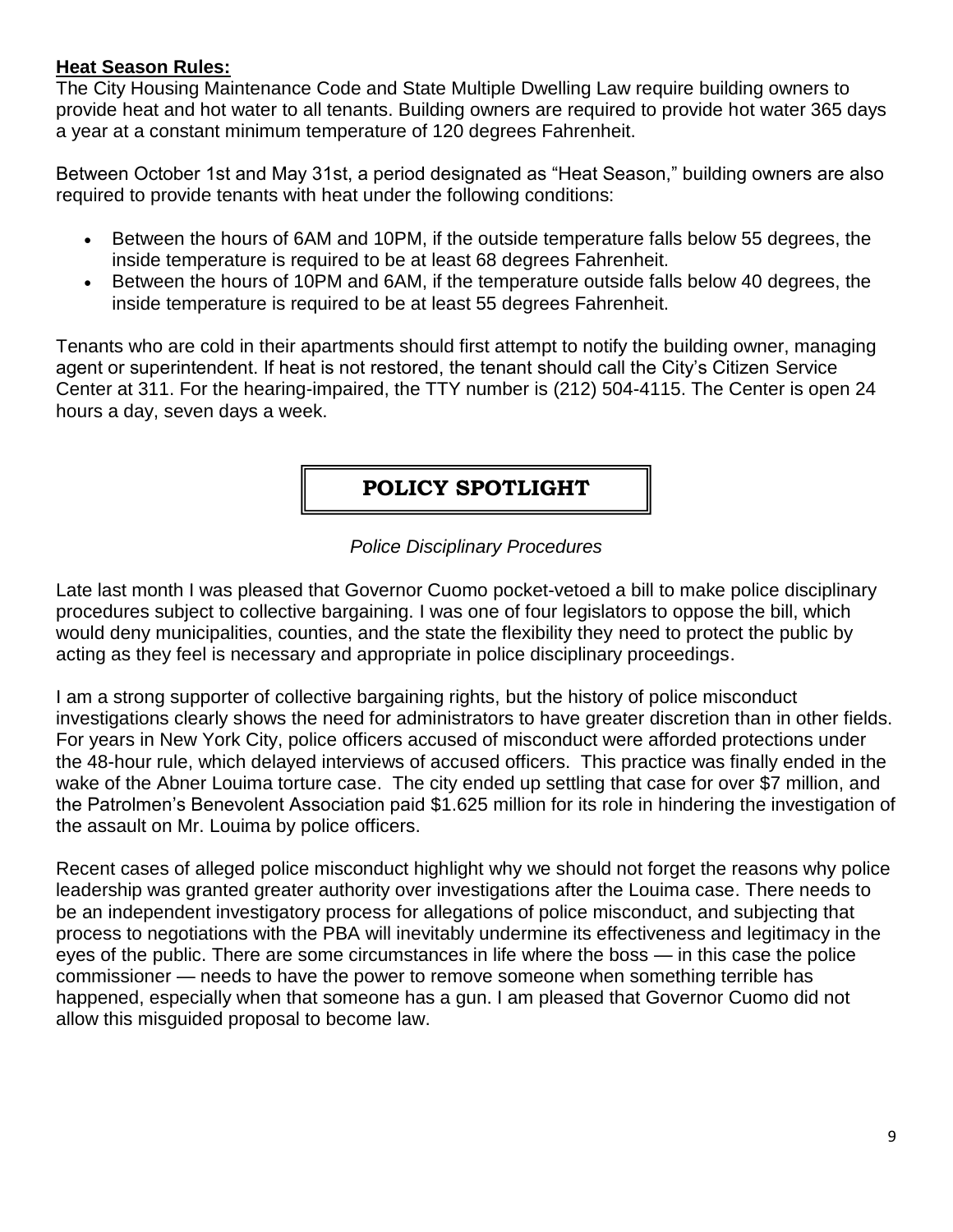**Heat Season Rules:**

The City Housing Maintenance Code and State Multiple Dwelling Law require building owners to provide heat and hot water to all tenants. Building owners are required to provide hot water 365 days a year at a constant minimum temperature of 120 degrees Fahrenheit.

Between October 1st and May 31st, a period designated as "Heat Season," building owners are also required to provide tenants with heat under the following conditions:

- Between the hours of 6AM and 10PM, if the outside temperature falls below 55 degrees, the inside temperature is required to be at least 68 degrees Fahrenheit.
- Between the hours of 10PM and 6AM, if the temperature outside falls below 40 degrees, the inside temperature is required to be at least 55 degrees Fahrenheit.

Tenants who are cold in their apartments should first attempt to notify the building owner, managing agent or superintendent. If heat is not restored, the tenant should call the City's Citizen Service Center at 311. For the hearing-impaired, the TTY number is (212) 504-4115. The Center is open 24 hours a day, seven days a week.

## POLICY SPOTLIGHT

*Police Disciplinary Procedures*

Late last month I was pleased that Governor Cuomo pocket-vetoed a bill to make police disciplinary procedures subject to collective bargaining. I was one of four legislators to oppose the bill, which would deny municipalities, counties, and the state the flexibility they need to protect the public by acting as they feel is necessary and appropriate in police disciplinary proceedings.

I am a strong supporter of collective bargaining rights, but the history of police misconduct investigations clearly shows the need for administrators to have greater discretion than in other fields. For years in New York City, police officers accused of misconduct were afforded protections under the 48-hour rule, which delayed interviews of accused officers. This practice was finally ended in the wake of the Abner Louima torture case. The city ended up settling that case for over $7 million, and the Patrolmen's Benevolent Association paid $1.625 million for its role in hindering the investigation of the assault on Mr. Louima by police officers.

Recent cases of alleged police misconduct highlight why we should not forget the reasons why police leadership was granted greater authority over investigations after the Louima case. There needs to be an independent investigatory process for allegations of police misconduct, and subjecting that process to negotiations with the PBA will inevitably undermine its effectiveness and legitimacy in the eyes of the public. There are some circumstances in life where the boss — in this case the police commissioner — needs to have the power to remove someone when something terrible has happened, especially when that someone has a gun. I am pleased that Governor Cuomo did not allow this misguided proposal to become law.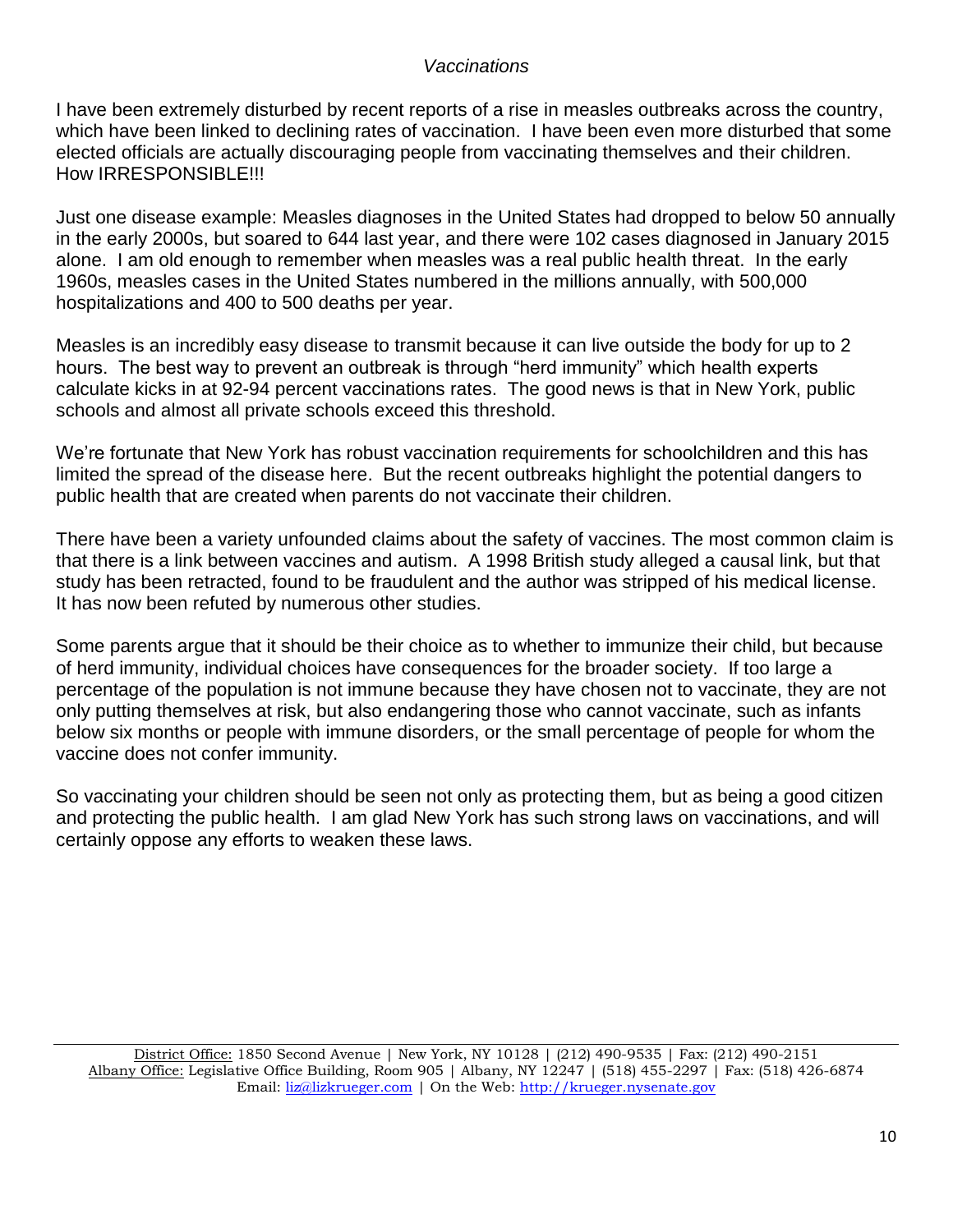## *Vaccinations*

I have been extremely disturbed by recent reports of a rise in measles outbreaks across the country, which have been linked to declining rates of vaccination. I have been even more disturbed that some elected officials are actually discouraging people from vaccinating themselves and their children. How IRRESPONSIBLE!!!

Just one disease example: Measles diagnoses in the United States had dropped to below 50 annually in the early 2000s, but soared to 644 last year, and there were 102 cases diagnosed in January 2015 alone. I am old enough to remember when measles was a real public health threat. In the early 1960s, measles cases in the United States numbered in the millions annually, with 500,000 hospitalizations and 400 to 500 deaths per year.

Measles is an incredibly easy disease to transmit because it can live outside the body for up to 2 hours. The best way to prevent an outbreak is through "herd immunity" which health experts calculate kicks in at 92-94 percent vaccinations rates. The good news is that in New York, public schools and almost all private schools exceed this threshold.

We're fortunate that New York has robust vaccination requirements for schoolchildren and this has limited the spread of the disease here. But the recent outbreaks highlight the potential dangers to public health that are created when parents do not vaccinate their children.

There have been a variety unfounded claims about the safety of vaccines. The most common claim is that there is a link between vaccines and autism. A 1998 British study alleged a causal link, but that study has been retracted, found to be fraudulent and the author was stripped of his medical license. It has now been refuted by numerous other studies.

Some parents argue that it should be their choice as to whether to immunize their child, but because of herd immunity, individual choices have consequences for the broader society. If too large a percentage of the population is not immune because they have chosen not to vaccinate, they are not only putting themselves at risk, but also endangering those who cannot vaccinate, such as infants below six months or people with immune disorders, or the small percentage of people for whom the vaccine does not confer immunity.

So vaccinating your children should be seen not only as protecting them, but as being a good citizen and protecting the public health. I am glad New York has such strong laws on vaccinations, and will certainly oppose any efforts to weaken these laws.